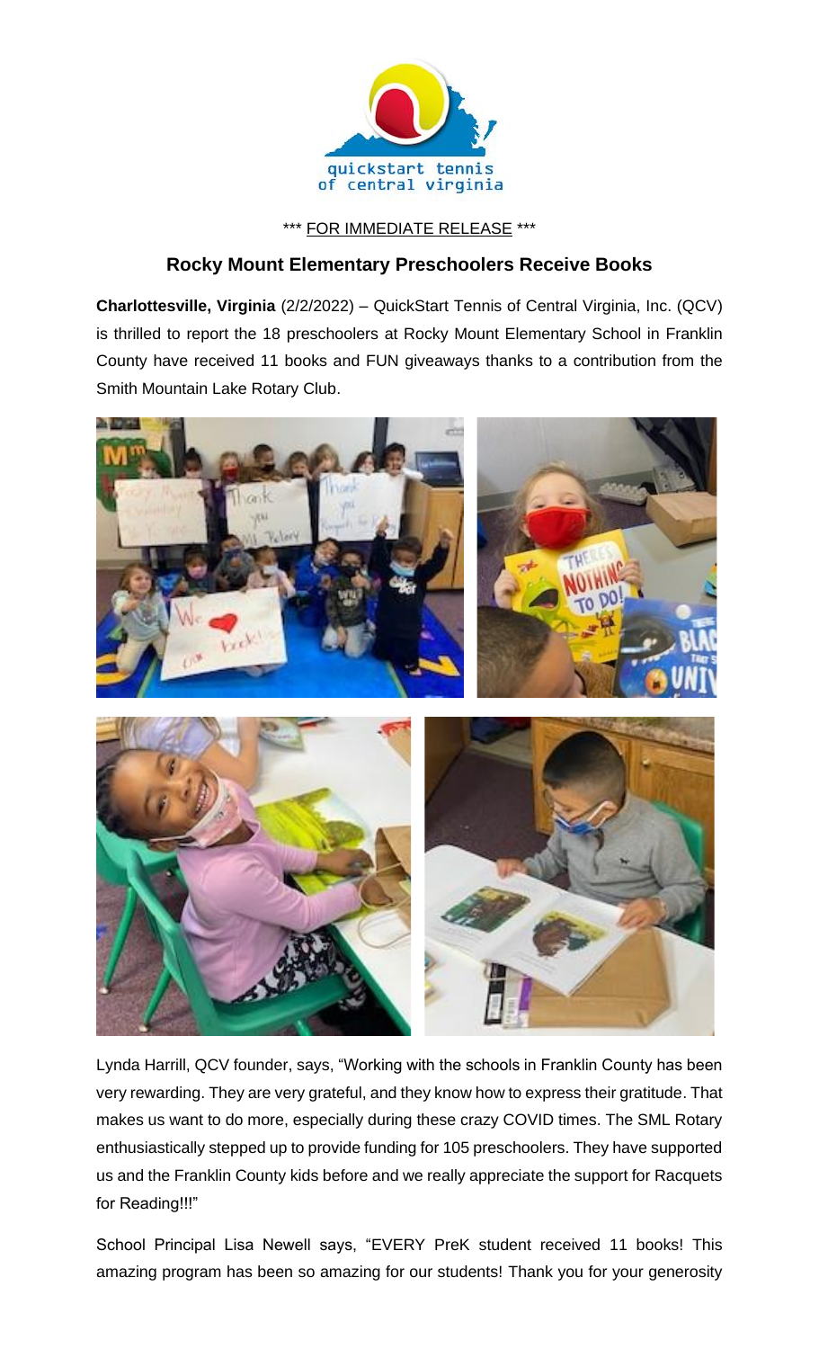quickstart tennis of central virginia

\*\*\* FOR IMMEDIATE RELEASE \*\*\*

## Rocky Mount Elementary Preschoolers Receive Books

**Charlottesville, Virginia** (2/2/2022) – QuickStart Tennis of Central Virginia, Inc. (QCV) is thrilled to report the 18 preschoolers at Rocky Mount Elementary School in Franklin County have received 11 books and FUN giveaways thanks to a contribution from the Smith Mountain Lake Rotary Club.

Lynda Harrill, QCV founder, says, "Working with the schools in Franklin County has been very rewarding. They are very grateful, and they know how to express their gratitude. That makes us want to do more, especially during these crazy COVID times. The SML Rotary enthusiastically stepped up to provide funding for 105 preschoolers. They have supported us and the Franklin County kids before and we really appreciate the support for Racquets for Reading!!!"

School Principal Lisa Newell says, "EVERY PreK student received 11 books! This amazing program has been so amazing for our students! Thank you for your generosity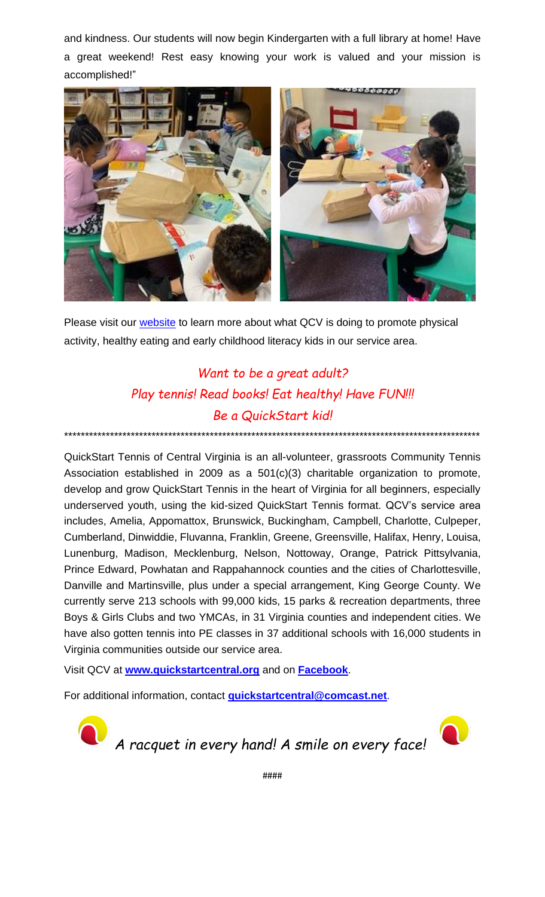and kindness. Our students will now begin Kindergarten with a full library at home! Have a great weekend! Rest easy knowing your work is valued and your mission is accomplished!"

Please visit our website to learn more about what QCV is doing to promote physical activity, healthy eating and early childhood literacy kids in our service area.

*Want to be a great adult?*
*Play tennis! Read books! Eat healthy! Have FUN!!!*
*Be a QuickStart kid!*

**********************************************************************************************************

QuickStart Tennis of Central Virginia is an all-volunteer, grassroots Community Tennis Association established in 2009 as a 501(c)(3) charitable organization to promote, develop and grow QuickStart Tennis in the heart of Virginia for all beginners, especially underserved youth, using the kid-sized QuickStart Tennis format. QCV's service area includes, Amelia, Appomattox, Brunswick, Buckingham, Campbell, Charlotte, Culpeper, Cumberland, Dinwiddie, Fluvanna, Franklin, Greene, Greensville, Halifax, Henry, Louisa, Lunenburg, Madison, Mecklenburg, Nelson, Nottoway, Orange, Patrick Pittsylvania, Prince Edward, Powhatan and Rappahannock counties and the cities of Charlottesville, Danville and Martinsville, plus under a special arrangement, King George County. We currently serve 213 schools with 99,000 kids, 15 parks & recreation departments, three Boys & Girls Clubs and two YMCAs, in 31 Virginia counties and independent cities. We have also gotten tennis into PE classes in 37 additional schools with 16,000 students in Virginia communities outside our service area.

Visit QCV at **www.quickstartcentral.org** and on **Facebook**.

For additional information, contact **quickstartcentral@comcast.net**.

*A racquet in every hand! A smile on every face!*

####